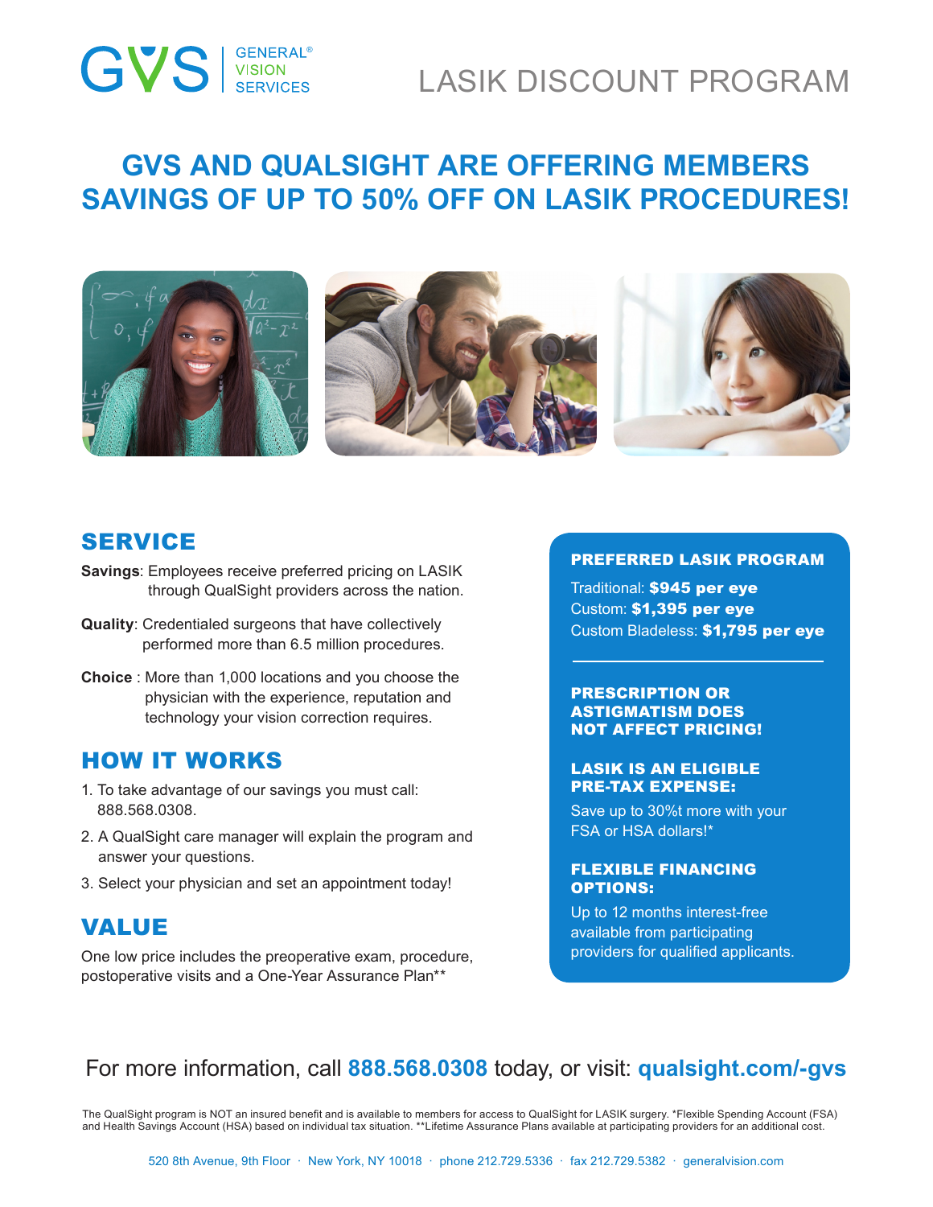GVS | GENERAL® VISION SERVICES

# LASIK DISCOUNT PROGRAM

## GVS AND QUALSIGHT ARE OFFERING MEMBERS SAVINGS OF UP TO 50% OFF ON LASIK PROCEDURES!

## SERVICE

**Savings**: Employees receive preferred pricing on LASIK through QualSight providers across the nation.

**Quality**: Credentialed surgeons that have collectively performed more than 6.5 million procedures.

**Choice** : More than 1,000 locations and you choose the physician with the experience, reputation and technology your vision correction requires.

## HOW IT WORKS

1. To take advantage of our savings you must call: 888.568.0308.
2. A QualSight care manager will explain the program and answer your questions.
3. Select your physician and set an appointment today!

## VALUE

One low price includes the preoperative exam, procedure, postoperative visits and a One-Year Assurance Plan**

### PREFERRED LASIK PROGRAM

Traditional: **$945 per eye**
Custom: **$1,395 per eye**
Custom Bladeless: **$1,795 per eye**

---

### PRESCRIPTION OR ASTIGMATISM DOES NOT AFFECT PRICING!

### LASIK IS AN ELIGIBLE PRE-TAX EXPENSE:

Save up to 30%t more with your FSA or HSA dollars!*

### FLEXIBLE FINANCING OPTIONS:

Up to 12 months interest-free available from participating providers for qualified applicants.

For more information, call **888.568.0308** today, or visit: **qualsight.com/-gvs**

The QualSight program is NOT an insured benefit and is available to members for access to QualSight for LASIK surgery. *Flexible Spending Account (FSA) and Health Savings Account (HSA) based on individual tax situation. **Lifetime Assurance Plans available at participating providers for an additional cost.

520 8th Avenue, 9th Floor · New York, NY 10018 · phone 212.729.5336 · fax 212.729.5382 · generalvision.com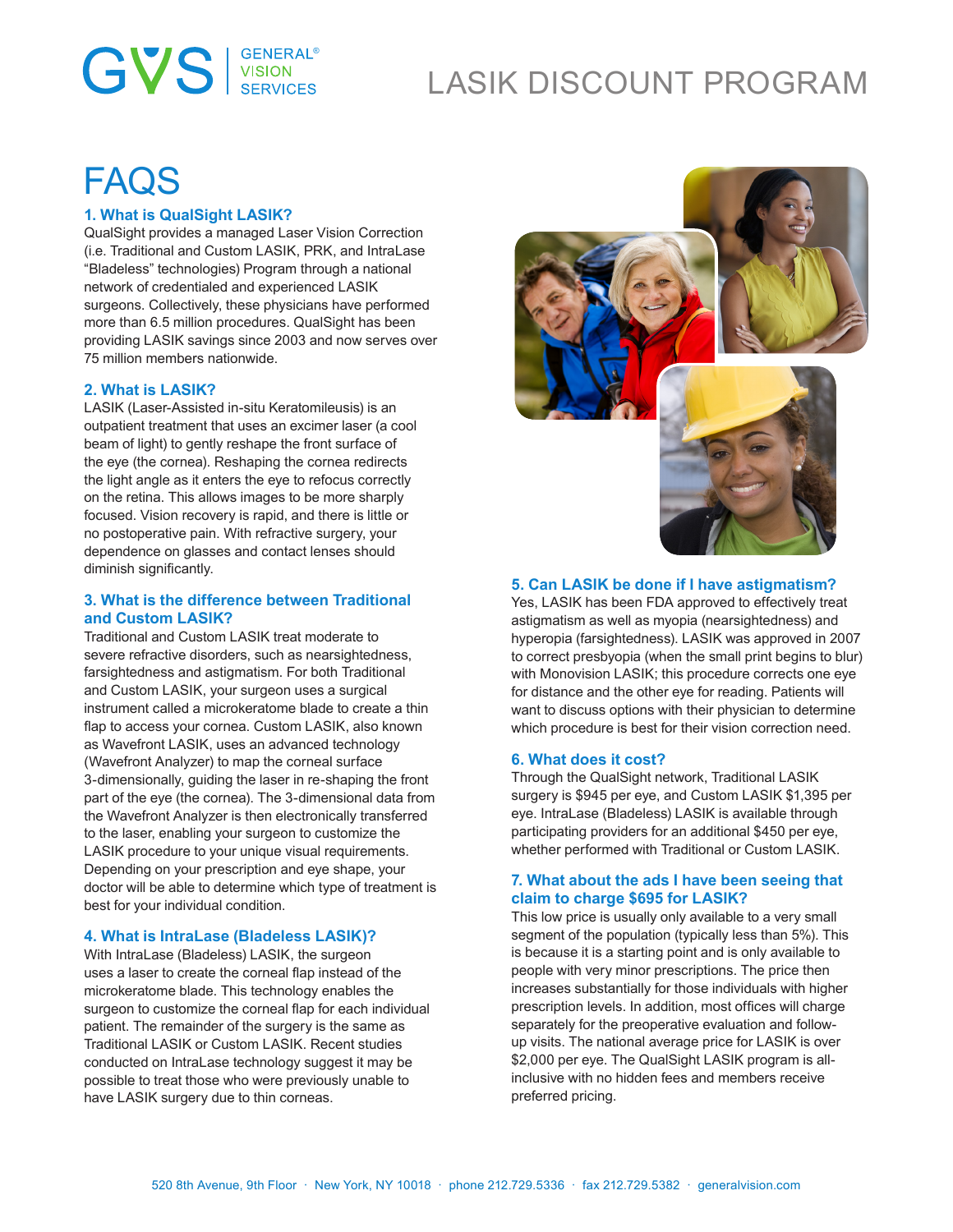# LASIK DISCOUNT PROGRAM

## FAQS

### 1. What is QualSight LASIK?

QualSight provides a managed Laser Vision Correction (i.e. Traditional and Custom LASIK, PRK, and IntraLase "Bladeless" technologies) Program through a national network of credentialed and experienced LASIK surgeons. Collectively, these physicians have performed more than 6.5 million procedures. QualSight has been providing LASIK savings since 2003 and now serves over 75 million members nationwide.

### 2. What is LASIK?

LASIK (Laser-Assisted in-situ Keratomileusis) is an outpatient treatment that uses an excimer laser (a cool beam of light) to gently reshape the front surface of the eye (the cornea). Reshaping the cornea redirects the light angle as it enters the eye to refocus correctly on the retina. This allows images to be more sharply focused. Vision recovery is rapid, and there is little or no postoperative pain. With refractive surgery, your dependence on glasses and contact lenses should diminish significantly.

### 3. What is the difference between Traditional and Custom LASIK?

Traditional and Custom LASIK treat moderate to severe refractive disorders, such as nearsightedness, farsightedness and astigmatism. For both Traditional and Custom LASIK, your surgeon uses a surgical instrument called a microkeratome blade to create a thin flap to access your cornea. Custom LASIK, also known as Wavefront LASIK, uses an advanced technology (Wavefront Analyzer) to map the corneal surface 3-dimensionally, guiding the laser in re-shaping the front part of the eye (the cornea). The 3-dimensional data from the Wavefront Analyzer is then electronically transferred to the laser, enabling your surgeon to customize the LASIK procedure to your unique visual requirements. Depending on your prescription and eye shape, your doctor will be able to determine which type of treatment is best for your individual condition.

### 4. What is IntraLase (Bladeless LASIK)?

With IntraLase (Bladeless) LASIK, the surgeon uses a laser to create the corneal flap instead of the microkeratome blade. This technology enables the surgeon to customize the corneal flap for each individual patient. The remainder of the surgery is the same as Traditional LASIK or Custom LASIK. Recent studies conducted on IntraLase technology suggest it may be possible to treat those who were previously unable to have LASIK surgery due to thin corneas.

### 5. Can LASIK be done if I have astigmatism?

Yes, LASIK has been FDA approved to effectively treat astigmatism as well as myopia (nearsightedness) and hyperopia (farsightedness). LASIK was approved in 2007 to correct presbyopia (when the small print begins to blur) with Monovision LASIK; this procedure corrects one eye for distance and the other eye for reading. Patients will want to discuss options with their physician to determine which procedure is best for their vision correction need.

### 6. What does it cost?

Through the QualSight network, Traditional LASIK surgery is $945 per eye, and Custom LASIK $1,395 per eye. IntraLase (Bladeless) LASIK is available through participating providers for an additional $450 per eye, whether performed with Traditional or Custom LASIK.

### 7. What about the ads I have been seeing that claim to charge $695 for LASIK?

This low price is usually only available to a very small segment of the population (typically less than 5%). This is because it is a starting point and is only available to people with very minor prescriptions. The price then increases substantially for those individuals with higher prescription levels. In addition, most offices will charge separately for the preoperative evaluation and follow-up visits. The national average price for LASIK is over $2,000 per eye. The QualSight LASIK program is all-inclusive with no hidden fees and members receive preferred pricing.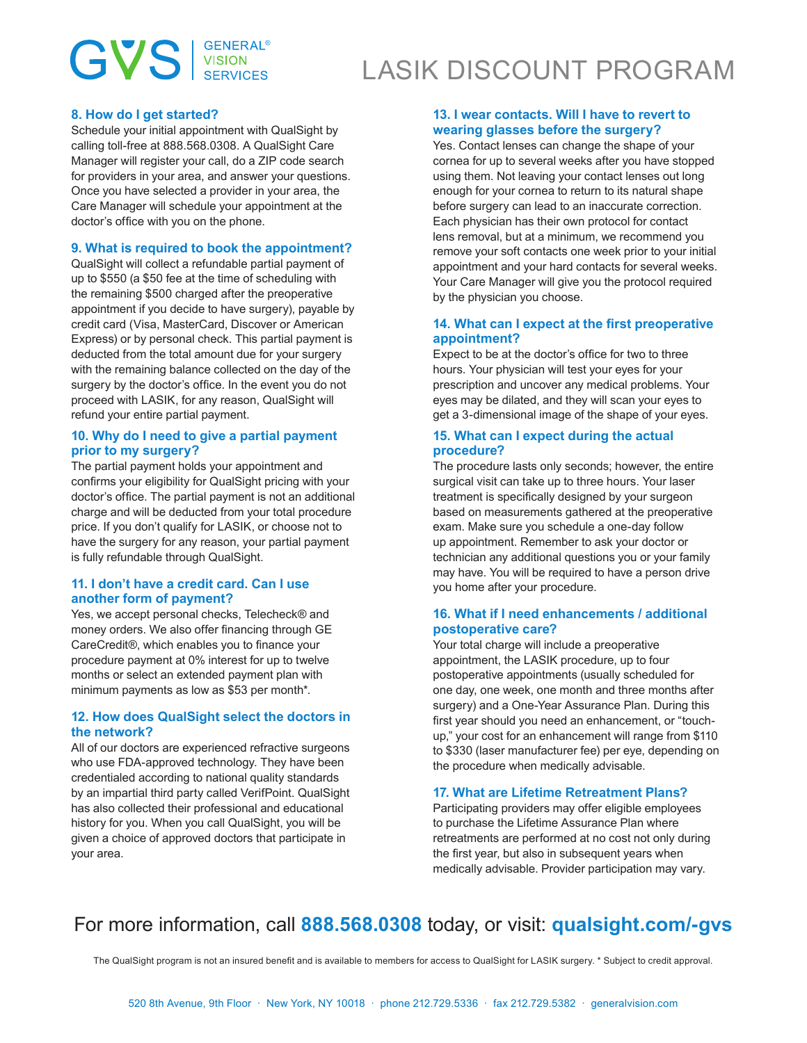# LASIK DISCOUNT PROGRAM

### 8. How do I get started?

Schedule your initial appointment with QualSight by calling toll-free at 888.568.0308. A QualSight Care Manager will register your call, do a ZIP code search for providers in your area, and answer your questions. Once you have selected a provider in your area, the Care Manager will schedule your appointment at the doctor's office with you on the phone.

### 9. What is required to book the appointment?

QualSight will collect a refundable partial payment of up to $550 (a $50 fee at the time of scheduling with the remaining $500 charged after the preoperative appointment if you decide to have surgery), payable by credit card (Visa, MasterCard, Discover or American Express) or by personal check. This partial payment is deducted from the total amount due for your surgery with the remaining balance collected on the day of the surgery by the doctor's office. In the event you do not proceed with LASIK, for any reason, QualSight will refund your entire partial payment.

### 10. Why do I need to give a partial payment prior to my surgery?

The partial payment holds your appointment and confirms your eligibility for QualSight pricing with your doctor's office. The partial payment is not an additional charge and will be deducted from your total procedure price. If you don't qualify for LASIK, or choose not to have the surgery for any reason, your partial payment is fully refundable through QualSight.

### 11. I don't have a credit card. Can I use another form of payment?

Yes, we accept personal checks, Telecheck® and money orders. We also offer financing through GE CareCredit®, which enables you to finance your procedure payment at 0% interest for up to twelve months or select an extended payment plan with minimum payments as low as $53 per month*.

### 12. How does QualSight select the doctors in the network?

All of our doctors are experienced refractive surgeons who use FDA-approved technology. They have been credentialed according to national quality standards by an impartial third party called VerifPoint. QualSight has also collected their professional and educational history for you. When you call QualSight, you will be given a choice of approved doctors that participate in your area.

### 13. I wear contacts. Will I have to revert to wearing glasses before the surgery?

Yes. Contact lenses can change the shape of your cornea for up to several weeks after you have stopped using them. Not leaving your contact lenses out long enough for your cornea to return to its natural shape before surgery can lead to an inaccurate correction. Each physician has their own protocol for contact lens removal, but at a minimum, we recommend you remove your soft contacts one week prior to your initial appointment and your hard contacts for several weeks. Your Care Manager will give you the protocol required by the physician you choose.

### 14. What can I expect at the first preoperative appointment?

Expect to be at the doctor's office for two to three hours. Your physician will test your eyes for your prescription and uncover any medical problems. Your eyes may be dilated, and they will scan your eyes to get a 3-dimensional image of the shape of your eyes.

### 15. What can I expect during the actual procedure?

The procedure lasts only seconds; however, the entire surgical visit can take up to three hours. Your laser treatment is specifically designed by your surgeon based on measurements gathered at the preoperative exam. Make sure you schedule a one-day follow up appointment. Remember to ask your doctor or technician any additional questions you or your family may have. You will be required to have a person drive you home after your procedure.

### 16. What if I need enhancements / additional postoperative care?

Your total charge will include a preoperative appointment, the LASIK procedure, up to four postoperative appointments (usually scheduled for one day, one week, one month and three months after surgery) and a One-Year Assurance Plan. During this first year should you need an enhancement, or "touch-up," your cost for an enhancement will range from $110 to $330 (laser manufacturer fee) per eye, depending on the procedure when medically advisable.

### 17. What are Lifetime Retreatment Plans?

Participating providers may offer eligible employees to purchase the Lifetime Assurance Plan where retreatments are performed at no cost not only during the first year, but also in subsequent years when medically advisable. Provider participation may vary.

For more information, call **888.568.0308** today, or visit: **qualsight.com/-gvs**

The QualSight program is not an insured benefit and is available to members for access to QualSight for LASIK surgery. * Subject to credit approval.

520 8th Avenue, 9th Floor · New York, NY 10018 · phone 212.729.5336 · fax 212.729.5382 · generalvision.com